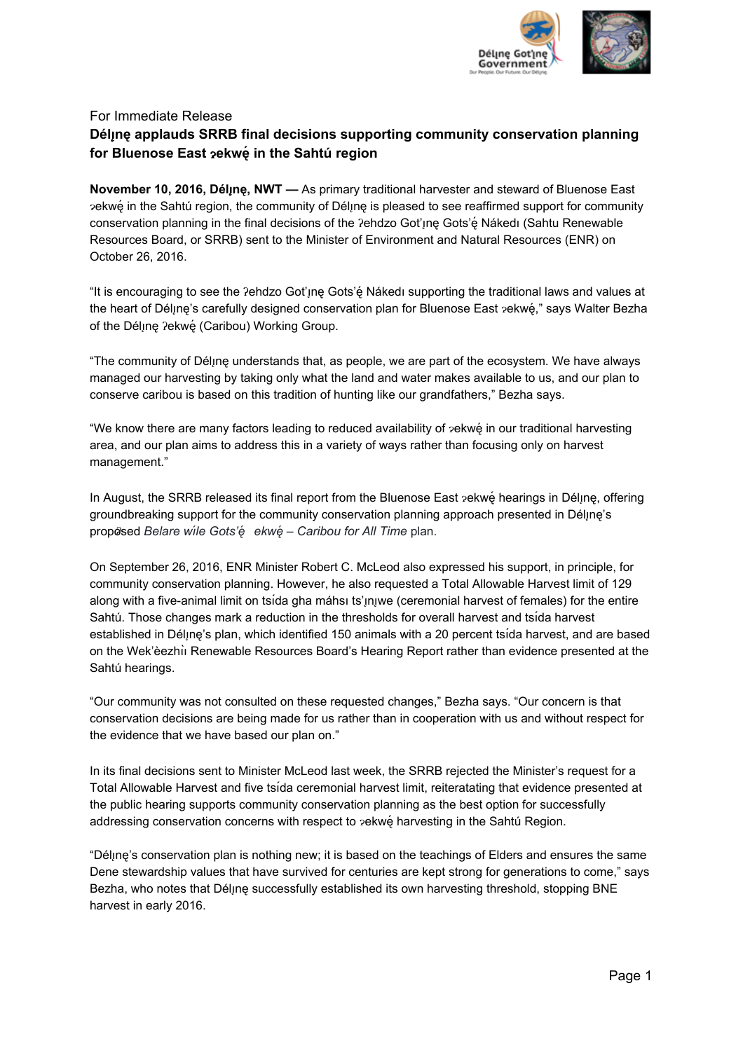For Immediate Release

# Délı̨nę applauds SRRB final decisions supporting community conservation planning for Bluenose East ɂekwę́ in the Sahtú region

**November 10, 2016, Délı̨nę, NWT —** As primary traditional harvester and steward of Bluenose East ɂekwę́ in the Sahtú region, the community of Délı̨nę is pleased to see reaffirmed support for community conservation planning in the final decisions of the ʔehdzo Got'ı̨nę Gots'ę́ Nákedı (Sahtu Renewable Resources Board, or SRRB) sent to the Minister of Environment and Natural Resources (ENR) on October 26, 2016.

"It is encouraging to see the ʔehdzo Got'ı̨nę Gots'ę́ Nákedı supporting the traditional laws and values at the heart of Délı̨nę's carefully designed conservation plan for Bluenose East ɂekwę́," says Walter Bezha of the Délı̨nę ʔekwę́ (Caribou) Working Group.

"The community of Délı̨nę understands that, as people, we are part of the ecosystem. We have always managed our harvesting by taking only what the land and water makes available to us, and our plan to conserve caribou is based on this tradition of hunting like our grandfathers," Bezha says.

"We know there are many factors leading to reduced availability of ɂekwę́ in our traditional harvesting area, and our plan aims to address this in a variety of ways rather than focusing only on harvest management."

In August, the SRRB released its final report from the Bluenose East ɂekwę́ hearings in Délı̨nę, offering groundbreaking support for the community conservation planning approach presented in Délı̨nę's proposed *Belare wíle Gots'ę́ ɂekwę́ – Caribou for All Time* plan.

On September 26, 2016, ENR Minister Robert C. McLeod also expressed his support, in principle, for community conservation planning. However, he also requested a Total Allowable Harvest limit of 129 along with a five-animal limit on tsı́da gha máhsı ts'ı̨nı̨we (ceremonial harvest of females) for the entire Sahtú. Those changes mark a reduction in the thresholds for overall harvest and tsı́da harvest established in Délı̨nę's plan, which identified 150 animals with a 20 percent tsı́da harvest, and are based on the Wek'èezhìı Renewable Resources Board's Hearing Report rather than evidence presented at the Sahtú hearings.

"Our community was not consulted on these requested changes," Bezha says. "Our concern is that conservation decisions are being made for us rather than in cooperation with us and without respect for the evidence that we have based our plan on."

In its final decisions sent to Minister McLeod last week, the SRRB rejected the Minister's request for a Total Allowable Harvest and five tsı́da ceremonial harvest limit, reiteratating that evidence presented at the public hearing supports community conservation planning as the best option for successfully addressing conservation concerns with respect to ɂekwę́ harvesting in the Sahtú Region.

"Délı̨nę's conservation plan is nothing new; it is based on the teachings of Elders and ensures the same Dene stewardship values that have survived for centuries are kept strong for generations to come," says Bezha, who notes that Délı̨nę successfully established its own harvesting threshold, stopping BNE harvest in early 2016.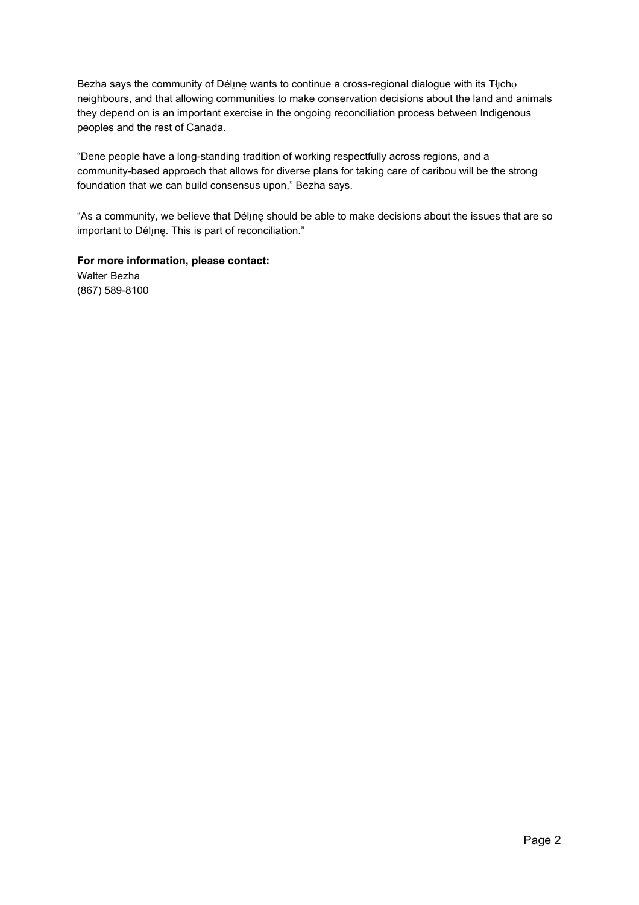Bezha says the community of Délı̨nę wants to continue a cross-regional dialogue with its Tłı̨chǫ neighbours, and that allowing communities to make conservation decisions about the land and animals they depend on is an important exercise in the ongoing reconciliation process between Indigenous peoples and the rest of Canada.

"Dene people have a long-standing tradition of working respectfully across regions, and a community-based approach that allows for diverse plans for taking care of caribou will be the strong foundation that we can build consensus upon," Bezha says.

"As a community, we believe that Délı̨nę should be able to make decisions about the issues that are so important to Délı̨nę. This is part of reconciliation."

**For more information, please contact:**
Walter Bezha
(867) 589-8100